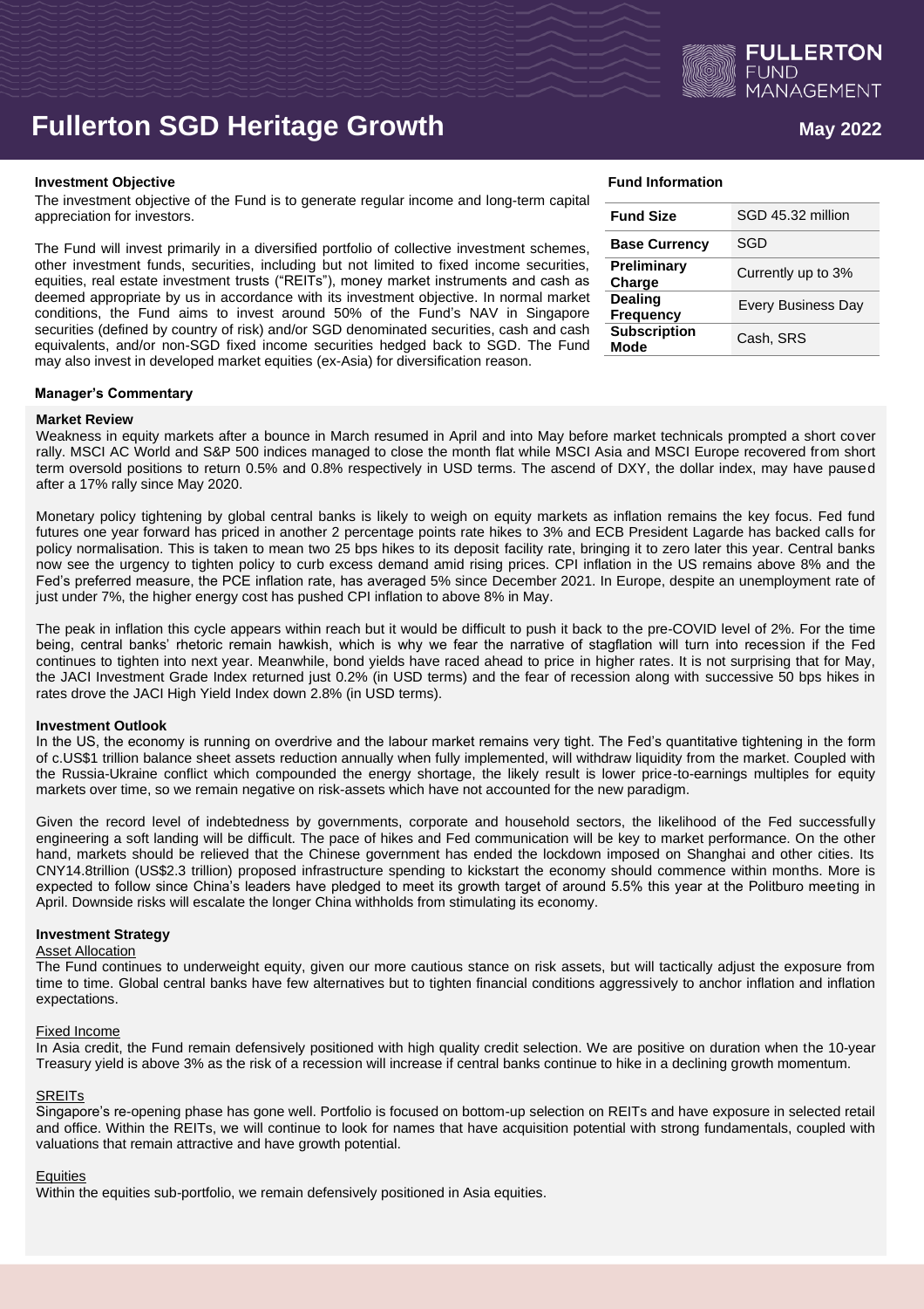# Fullerton SGD Heritage Growth

May 2022

## Investment Objective

The investment objective of the Fund is to generate regular income and long-term capital appreciation for investors.

The Fund will invest primarily in a diversified portfolio of collective investment schemes, other investment funds, securities, including but not limited to fixed income securities, equities, real estate investment trusts ("REITs"), money market instruments and cash as deemed appropriate by us in accordance with its investment objective. In normal market conditions, the Fund aims to invest around 50% of the Fund's NAV in Singapore securities (defined by country of risk) and/or SGD denominated securities, cash and cash equivalents, and/or non-SGD fixed income securities hedged back to SGD. The Fund may also invest in developed market equities (ex-Asia) for diversification reason.

## Fund Information

| Fund Size | SGD 45.32 million |
|---|---|
| Base Currency | SGD |
| Preliminary Charge | Currently up to 3% |
| Dealing Frequency | Every Business Day |
| Subscription Mode | Cash, SRS |

## Manager's Commentary

### Market Review

Weakness in equity markets after a bounce in March resumed in April and into May before market technicals prompted a short cover rally. MSCI AC World and S&P 500 indices managed to close the month flat while MSCI Asia and MSCI Europe recovered from short term oversold positions to return 0.5% and 0.8% respectively in USD terms. The ascend of DXY, the dollar index, may have paused after a 17% rally since May 2020.

Monetary policy tightening by global central banks is likely to weigh on equity markets as inflation remains the key focus. Fed fund futures one year forward has priced in another 2 percentage points rate hikes to 3% and ECB President Lagarde has backed calls for policy normalisation. This is taken to mean two 25 bps hikes to its deposit facility rate, bringing it to zero later this year. Central banks now see the urgency to tighten policy to curb excess demand amid rising prices. CPI inflation in the US remains above 8% and the Fed's preferred measure, the PCE inflation rate, has averaged 5% since December 2021. In Europe, despite an unemployment rate of just under 7%, the higher energy cost has pushed CPI inflation to above 8% in May.

The peak in inflation this cycle appears within reach but it would be difficult to push it back to the pre-COVID level of 2%. For the time being, central banks' rhetoric remain hawkish, which is why we fear the narrative of stagflation will turn into recession if the Fed continues to tighten into next year. Meanwhile, bond yields have raced ahead to price in higher rates. It is not surprising that for May, the JACI Investment Grade Index returned just 0.2% (in USD terms) and the fear of recession along with successive 50 bps hikes in rates drove the JACI High Yield Index down 2.8% (in USD terms).

### Investment Outlook

In the US, the economy is running on overdrive and the labour market remains very tight. The Fed's quantitative tightening in the form of c.US$1 trillion balance sheet assets reduction annually when fully implemented, will withdraw liquidity from the market. Coupled with the Russia-Ukraine conflict which compounded the energy shortage, the likely result is lower price-to-earnings multiples for equity markets over time, so we remain negative on risk-assets which have not accounted for the new paradigm.

Given the record level of indebtedness by governments, corporate and household sectors, the likelihood of the Fed successfully engineering a soft landing will be difficult. The pace of hikes and Fed communication will be key to market performance. On the other hand, markets should be relieved that the Chinese government has ended the lockdown imposed on Shanghai and other cities. Its CNY14.8trillion (US$2.3 trillion) proposed infrastructure spending to kickstart the economy should commence within months. More is expected to follow since China's leaders have pledged to meet its growth target of around 5.5% this year at the Politburo meeting in April. Downside risks will escalate the longer China withholds from stimulating its economy.

### Investment Strategy

#### Asset Allocation

The Fund continues to underweight equity, given our more cautious stance on risk assets, but will tactically adjust the exposure from time to time. Global central banks have few alternatives but to tighten financial conditions aggressively to anchor inflation and inflation expectations.

#### Fixed Income

In Asia credit, the Fund remain defensively positioned with high quality credit selection. We are positive on duration when the 10-year Treasury yield is above 3% as the risk of a recession will increase if central banks continue to hike in a declining growth momentum.

#### SREITs

Singapore's re-opening phase has gone well. Portfolio is focused on bottom-up selection on REITs and have exposure in selected retail and office. Within the REITs, we will continue to look for names that have acquisition potential with strong fundamentals, coupled with valuations that remain attractive and have growth potential.

#### Equities

Within the equities sub-portfolio, we remain defensively positioned in Asia equities.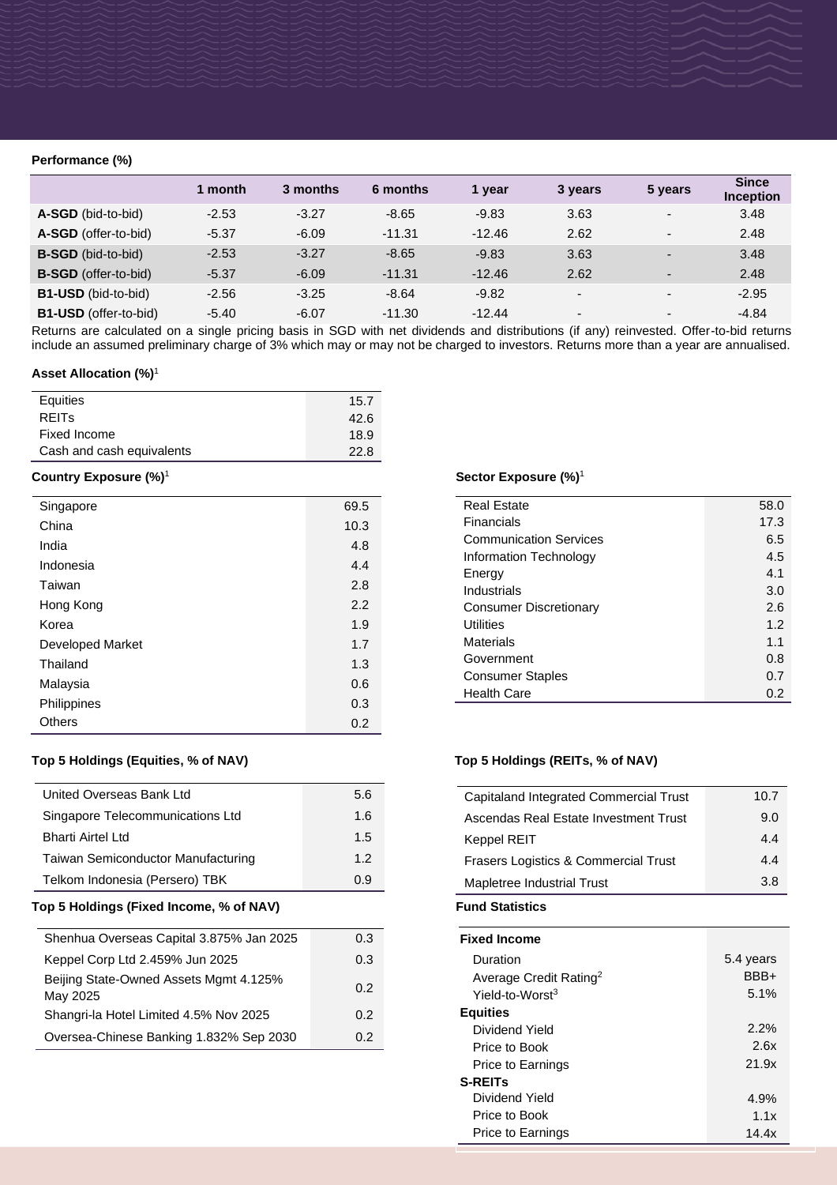**Performance (%)**

| | 1 month | 3 months | 6 months | 1 year | 3 years | 5 years | Since Inception |
|---|---|---|---|---|---|---|---|
| **A-SGD** (bid-to-bid) | -2.53 | -3.27 | -8.65 | -9.83 | 3.63 | - | 3.48 |
| **A-SGD** (offer-to-bid) | -5.37 | -6.09 | -11.31 | -12.46 | 2.62 | - | 2.48 |
| **B-SGD** (bid-to-bid) | -2.53 | -3.27 | -8.65 | -9.83 | 3.63 | - | 3.48 |
| **B-SGD** (offer-to-bid) | -5.37 | -6.09 | -11.31 | -12.46 | 2.62 | - | 2.48 |
| **B1-USD** (bid-to-bid) | -2.56 | -3.25 | -8.64 | -9.82 | - | - | -2.95 |
| **B1-USD** (offer-to-bid) | -5.40 | -6.07 | -11.30 | -12.44 | - | - | -4.84 |

Returns are calculated on a single pricing basis in SGD with net dividends and distributions (if any) reinvested. Offer-to-bid returns include an assumed preliminary charge of 3% which may or may not be charged to investors. Returns more than a year are annualised.

**Asset Allocation (%)**[1]

| | |
|---|---|
| Equities | 15.7 |
| REITs | 42.6 |
| Fixed Income | 18.9 |
| Cash and cash equivalents | 22.8 |

**Country Exposure (%)**[1]

| | |
|---|---|
| Singapore | 69.5 |
| China | 10.3 |
| India | 4.8 |
| Indonesia | 4.4 |
| Taiwan | 2.8 |
| Hong Kong | 2.2 |
| Korea | 1.9 |
| Developed Market | 1.7 |
| Thailand | 1.3 |
| Malaysia | 0.6 |
| Philippines | 0.3 |
| Others | 0.2 |

**Sector Exposure (%)**[1]

| | |
|---|---|
| Real Estate | 58.0 |
| Financials | 17.3 |
| Communication Services | 6.5 |
| Information Technology | 4.5 |
| Energy | 4.1 |
| Industrials | 3.0 |
| Consumer Discretionary | 2.6 |
| Utilities | 1.2 |
| Materials | 1.1 |
| Government | 0.8 |
| Consumer Staples | 0.7 |
| Health Care | 0.2 |

**Top 5 Holdings (Equities, % of NAV)**

| | |
|---|---|
| United Overseas Bank Ltd | 5.6 |
| Singapore Telecommunications Ltd | 1.6 |
| Bharti Airtel Ltd | 1.5 |
| Taiwan Semiconductor Manufacturing | 1.2 |
| Telkom Indonesia (Persero) TBK | 0.9 |

**Top 5 Holdings (REITs, % of NAV)**

| | |
|---|---|
| Capitaland Integrated Commercial Trust | 10.7 |
| Ascendas Real Estate Investment Trust | 9.0 |
| Keppel REIT | 4.4 |
| Frasers Logistics & Commercial Trust | 4.4 |
| Mapletree Industrial Trust | 3.8 |

**Top 5 Holdings (Fixed Income, % of NAV)**

| | |
|---|---|
| Shenhua Overseas Capital 3.875% Jan 2025 | 0.3 |
| Keppel Corp Ltd 2.459% Jun 2025 | 0.3 |
| Beijing State-Owned Assets Mgmt 4.125% May 2025 | 0.2 |
| Shangri-la Hotel Limited 4.5% Nov 2025 | 0.2 |
| Oversea-Chinese Banking 1.832% Sep 2030 | 0.2 |

**Fund Statistics**

| | |
|---|---|
| **Fixed Income** | |
| Duration | 5.4 years |
| Average Credit Rating[2] | BBB+ |
| Yield-to-Worst[3] | 5.1% |
| **Equities** | |
| Dividend Yield | 2.2% |
| Price to Book | 2.6x |
| Price to Earnings | 21.9x |
| **S-REITs** | |
| Dividend Yield | 4.9% |
| Price to Book | 1.1x |
| Price to Earnings | 14.4x |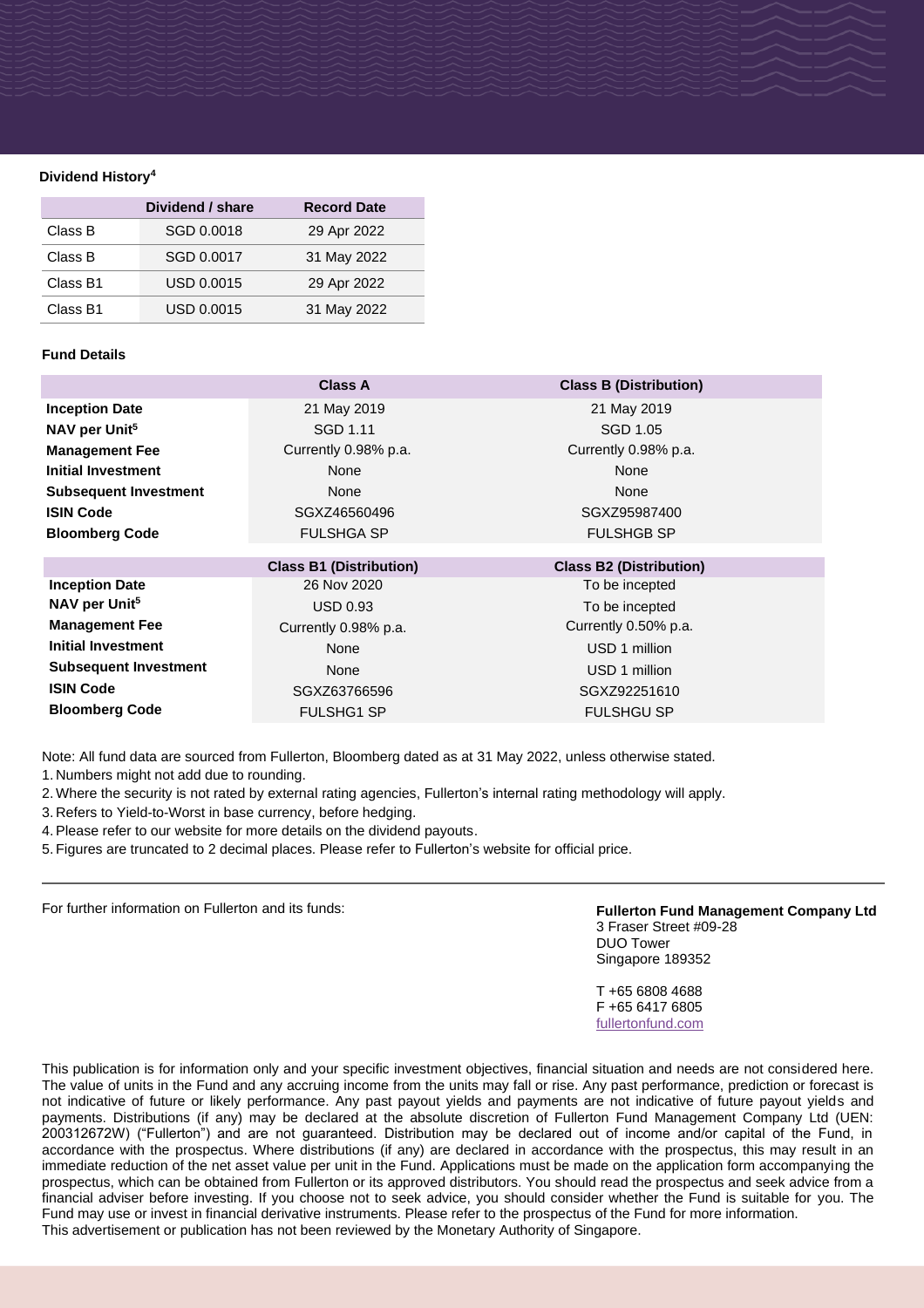**Dividend History[4]**

| | Dividend / share | Record Date |
|---|---|---|
| Class B | SGD 0.0018 | 29 Apr 2022 |
| Class B | SGD 0.0017 | 31 May 2022 |
| Class B1 | USD 0.0015 | 29 Apr 2022 |
| Class B1 | USD 0.0015 | 31 May 2022 |

**Fund Details**

| | Class A | Class B (Distribution) |
|---|---|---|
| **Inception Date** | 21 May 2019 | 21 May 2019 |
| **NAV per Unit[5]** | SGD 1.11 | SGD 1.05 |
| **Management Fee** | Currently 0.98% p.a. | Currently 0.98% p.a. |
| **Initial Investment** | None | None |
| **Subsequent Investment** | None | None |
| **ISIN Code** | SGXZ46560496 | SGXZ95987400 |
| **Bloomberg Code** | FULSHGA SP | FULSHGB SP |

| | Class B1 (Distribution) | Class B2 (Distribution) |
|---|---|---|
| **Inception Date** | 26 Nov 2020 | To be incepted |
| **NAV per Unit[5]** | USD 0.93 | To be incepted |
| **Management Fee** | Currently 0.98% p.a. | Currently 0.50% p.a. |
| **Initial Investment** | None | USD 1 million |
| **Subsequent Investment** | None | USD 1 million |
| **ISIN Code** | SGXZ63766596 | SGXZ92251610 |
| **Bloomberg Code** | FULSHG1 SP | FULSHGU SP |

Note: All fund data are sourced from Fullerton, Bloomberg dated as at 31 May 2022, unless otherwise stated.

1. Numbers might not add due to rounding.
2. Where the security is not rated by external rating agencies, Fullerton's internal rating methodology will apply.
3. Refers to Yield-to-Worst in base currency, before hedging.
4. Please refer to our website for more details on the dividend payouts.
5. Figures are truncated to 2 decimal places. Please refer to Fullerton's website for official price.

For further information on Fullerton and its funds:

**Fullerton Fund Management Company Ltd**
3 Fraser Street #09-28
DUO Tower
Singapore 189352

T +65 6808 4688
F +65 6417 6805
fullertonfund.com

This publication is for information only and your specific investment objectives, financial situation and needs are not considered here. The value of units in the Fund and any accruing income from the units may fall or rise. Any past performance, prediction or forecast is not indicative of future or likely performance. Any past payout yields and payments are not indicative of future payout yields and payments. Distributions (if any) may be declared at the absolute discretion of Fullerton Fund Management Company Ltd (UEN: 200312672W) ("Fullerton") and are not guaranteed. Distribution may be declared out of income and/or capital of the Fund, in accordance with the prospectus. Where distributions (if any) are declared in accordance with the prospectus, this may result in an immediate reduction of the net asset value per unit in the Fund. Applications must be made on the application form accompanying the prospectus, which can be obtained from Fullerton or its approved distributors. You should read the prospectus and seek advice from a financial adviser before investing. If you choose not to seek advice, you should consider whether the Fund is suitable for you. The Fund may use or invest in financial derivative instruments. Please refer to the prospectus of the Fund for more information.
This advertisement or publication has not been reviewed by the Monetary Authority of Singapore.